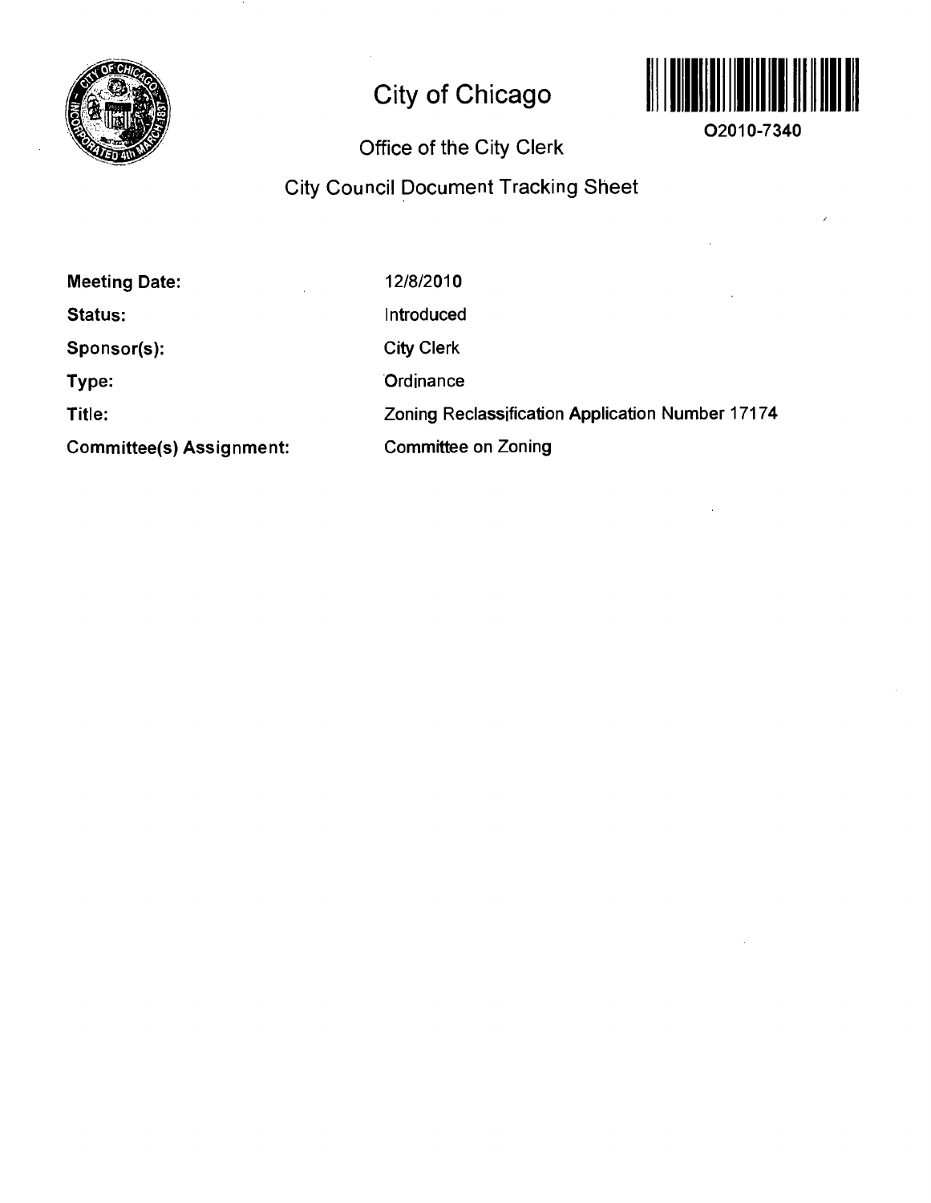# City of Chicago

O2010-7340

## Office of the City Clerk

## City Council Document Tracking Sheet

| | |
|---|---|
| **Meeting Date:** | 12/8/2010 |
| **Status:** | Introduced |
| **Sponsor(s):** | City Clerk |
| **Type:** | Ordinance |
| **Title:** | Zoning Reclassification Application Number 17174 |
| **Committee(s) Assignment:** | Committee on Zoning |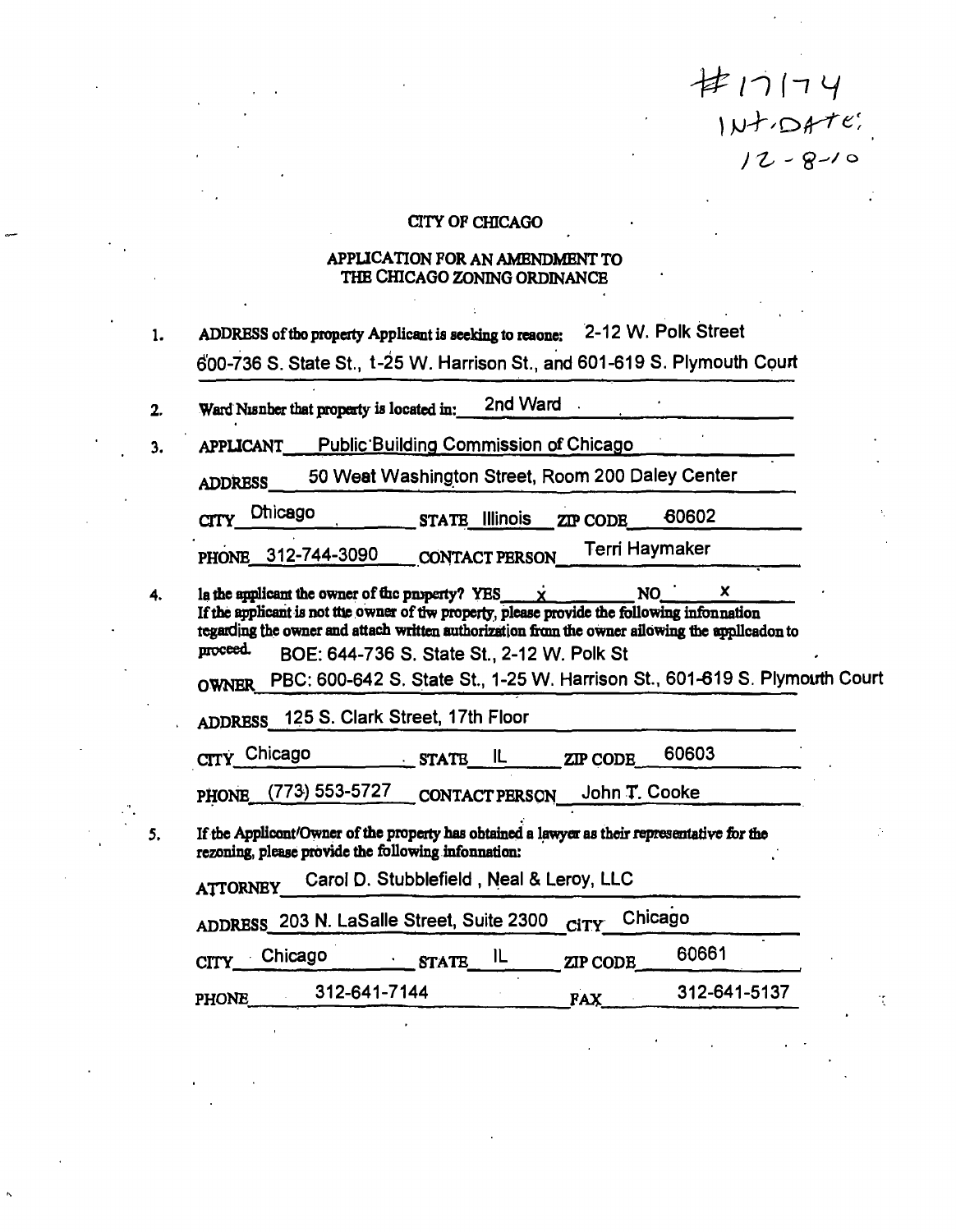#17174
INT. DATE:
12-8-10

CITY OF CHICAGO

APPLICATION FOR AN AMENDMENT TO
THE CHICAGO ZONING ORDINANCE

1. ADDRESS of the property Applicant is seeking to rezone: 2-12 W. Polk Street
600-736 S. State St., 1-25 W. Harrison St., and 601-619 S. Plymouth Court

2. Ward Number that property is located in: 2nd Ward

3. APPLICANT Public Building Commission of Chicago

   ADDRESS 50 West Washington Street, Room 200 Daley Center

   CITY Chicago STATE Illinois ZIP CODE 60602

   PHONE 312-744-3090 CONTACT PERSON Terri Haymaker

4. Is the applicant the owner of the property? YES x NO x
   If the applicant is not the owner of the property, please provide the following information regarding the owner and attach written authorization from the owner allowing the application to proceed. BOE: 644-736 S. State St., 2-12 W. Polk St

   OWNER PBC: 600-642 S. State St., 1-25 W. Harrison St., 601-619 S. Plymouth Court

   ADDRESS 125 S. Clark Street, 17th Floor

   CITY Chicago STATE IL ZIP CODE 60603

   PHONE (773) 553-5727 CONTACT PERSON John T. Cooke

5. If the Applicant/Owner of the property has obtained a lawyer as their representative for the rezoning, please provide the following information:

   ATTORNEY Carol D. Stubblefield , Neal & Leroy, LLC

   ADDRESS 203 N. LaSalle Street, Suite 2300 CITY Chicago

   CITY Chicago STATE IL ZIP CODE 60661

   PHONE 312-641-7144 FAX 312-641-5137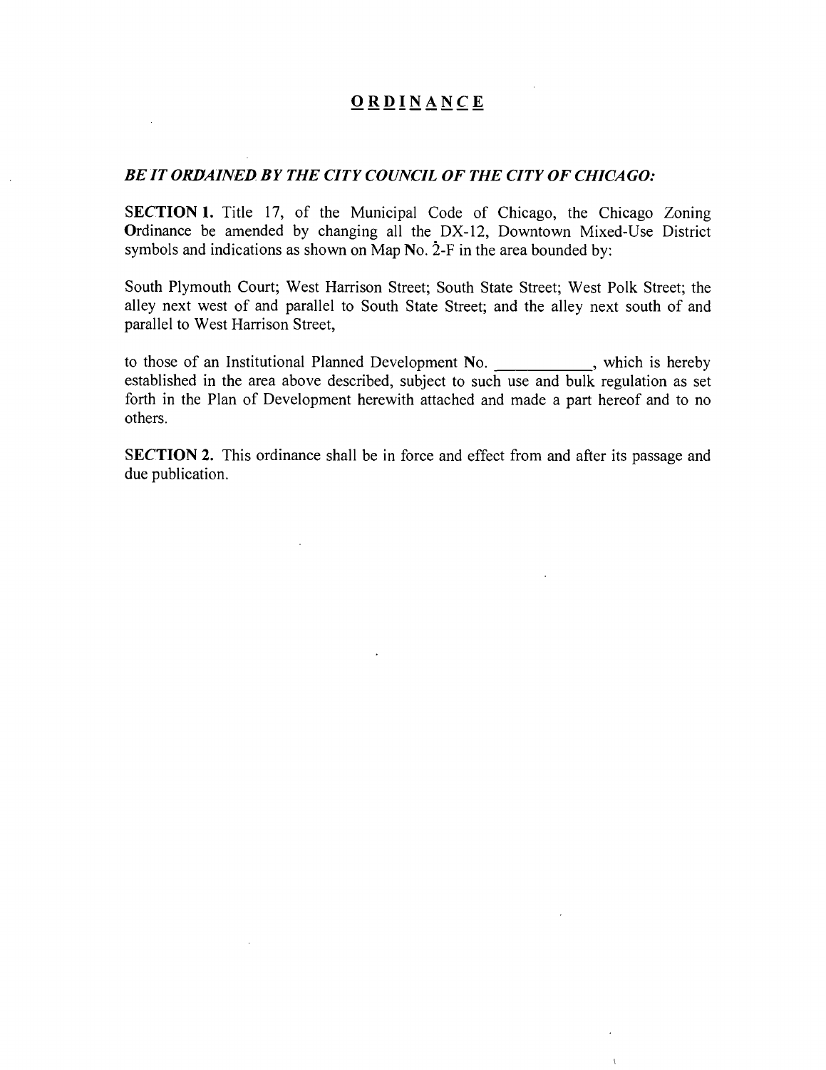# ORDINANCE

***BE IT ORDAINED BY THE CITY COUNCIL OF THE CITY OF CHICAGO:***

**SECTION 1.** Title 17, of the Municipal Code of Chicago, the Chicago Zoning Ordinance be amended by changing all the DX-12, Downtown Mixed-Use District symbols and indications as shown on Map No. 2-F in the area bounded by:

South Plymouth Court; West Harrison Street; South State Street; West Polk Street; the alley next west of and parallel to South State Street; and the alley next south of and parallel to West Harrison Street,

to those of an Institutional Planned Development No. \_\_\_\_\_\_\_\_\_\_\_, which is hereby established in the area above described, subject to such use and bulk regulation as set forth in the Plan of Development herewith attached and made a part hereof and to no others.

**SECTION 2.** This ordinance shall be in force and effect from and after its passage and due publication.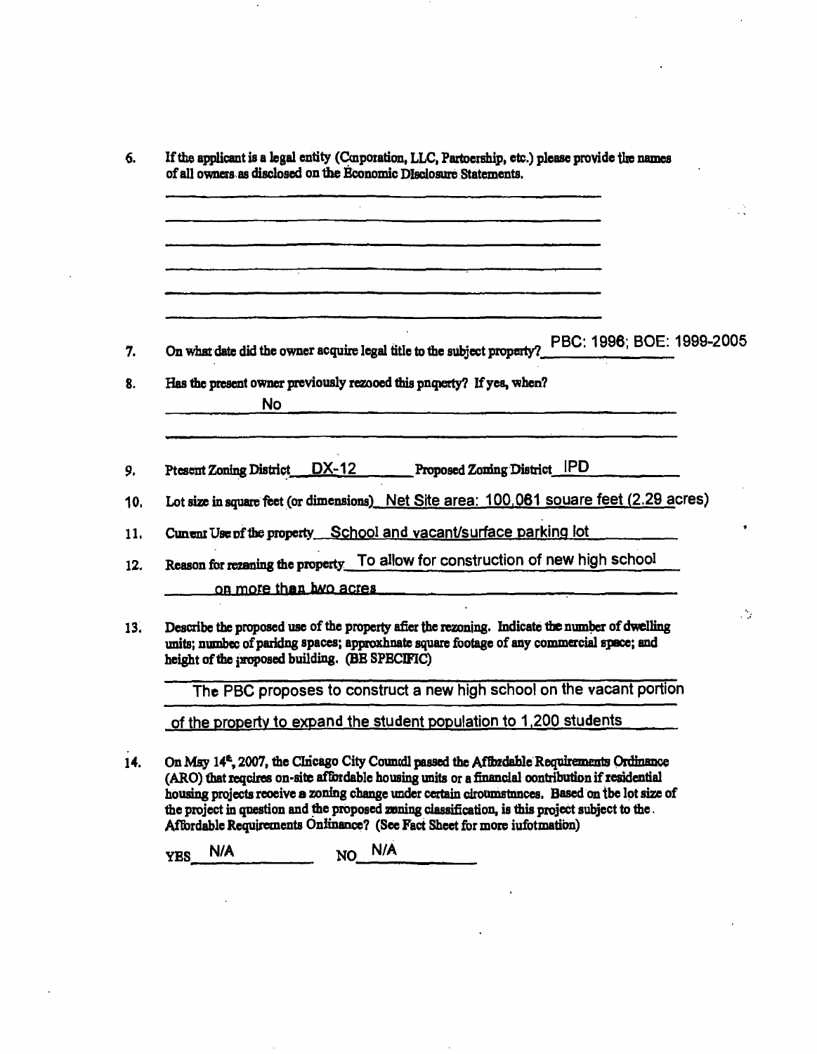6. If the applicant is a legal entity (Cnporation, LLC, Partoership, etc.) please provide the names of all owners as disclosed on the Economic Disclosure Statements.

7. On what date did the owner acquire legal title to the subject property? PBC: 1996; BOE: 1999-2005

8. Has the present owner previously rezooed this pnqerty? If yes, when?

   No

9. Ptesent Zoning District DX-12 Proposed Zoning District IPD

10. Lot size in square feet (or dimensions) Net Site area: 100,061 souare feet (2.29 acres)

11. Cunent Use of the property School and vacant/surface parking lot

12. Reason for rezaning the property To allow for construction of new high school on more than two acres

13. Describe the proposed use of the property afier the rezoning. Indicate the number of dwelling units; numbec of paridng spaces; approxhnate square footage of any commercial space; and height of the proposed building. (BE SPECIFIC)

   The PBC proposes to construct a new high school on the vacant portion of the property to expand the student population to 1,200 students

14. On May 14th, 2007, the Chicago City Council passed the Affordable Requirements Ordinance (ARO) that reqcires on-site affordable housing units or a financial contribution if residential housing projects receive a zoning change under certain circumstances. Based on the lot size of the project in question and the proposed zoning classification, is this project subject to the Affordable Requirements Onlinance? (See Fact Sheet for more iufotmation)

   YES N/A NO N/A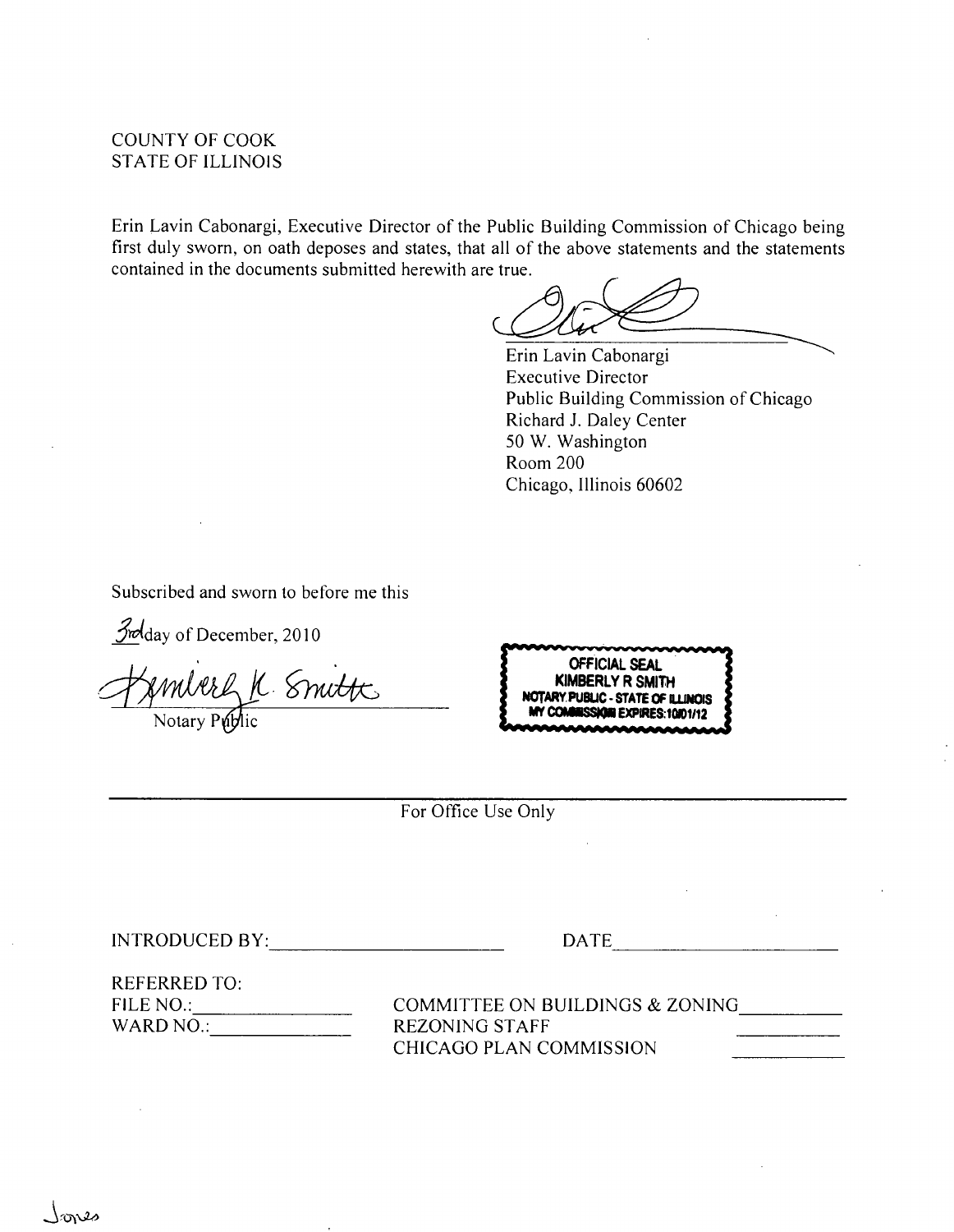COUNTY OF COOK
STATE OF ILLINOIS

Erin Lavin Cabonargi, Executive Director of the Public Building Commission of Chicago being first duly sworn, on oath deposes and states, that all of the above statements and the statements contained in the documents submitted herewith are true.

Erin Lavin Cabonargi
Executive Director
Public Building Commission of Chicago
Richard J. Daley Center
50 W. Washington
Room 200
Chicago, Illinois 60602

Subscribed and sworn to before me this

3rd day of December, 2010

Kimberly K. Smith
Notary Public

OFFICIAL SEAL
KIMBERLY R SMITH
NOTARY PUBLIC - STATE OF ILLINOIS
MY COMMISSION EXPIRES:10/01/12

---

For Office Use Only

INTRODUCED BY:\_\_\_\_\_\_\_\_\_\_\_\_\_\_\_\_\_\_\_\_ DATE\_\_\_\_\_\_\_\_\_\_\_\_\_\_\_\_\_\_\_\_

REFERRED TO:
FILE NO.:\_\_\_\_\_\_\_\_\_\_\_\_\_\_\_ COMMITTEE ON BUILDINGS & ZONING\_\_\_\_\_\_\_\_\_\_
WARD NO.:\_\_\_\_\_\_\_\_\_\_\_\_\_\_\_ REZONING STAFF \_\_\_\_\_\_\_\_\_\_
CHICAGO PLAN COMMISSION \_\_\_\_\_\_\_\_\_\_

Jones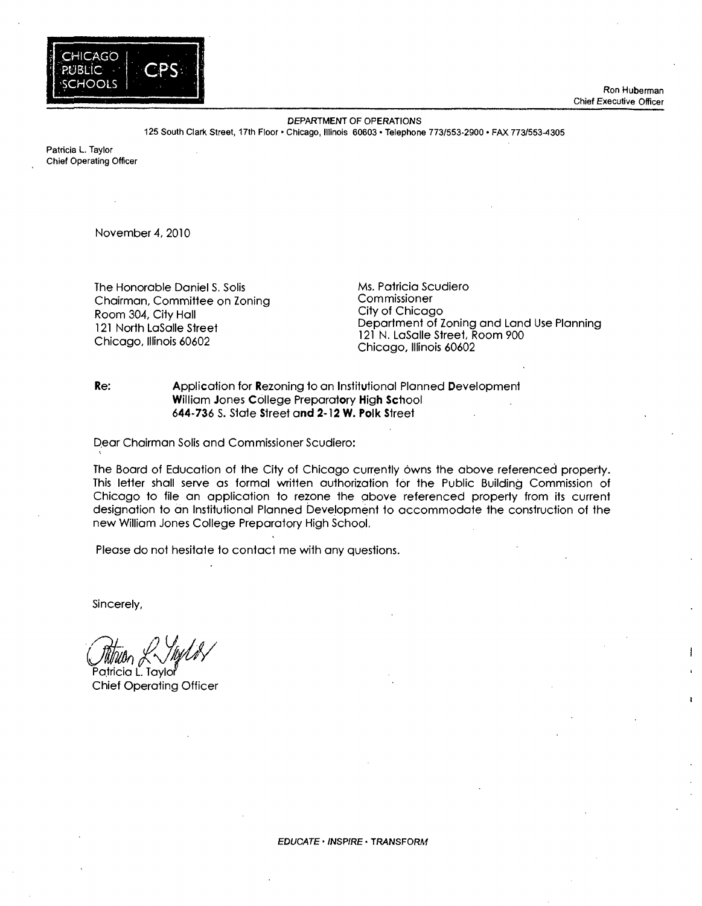CHICAGO PUBLIC SCHOOLS | CPS

Ron Huberman
Chief Executive Officer

DEPARTMENT OF OPERATIONS
125 South Clark Street, 17th Floor • Chicago, Illinois 60603 • Telephone 773/553-2900 • FAX 773/553-4305

Patricia L. Taylor
Chief Operating Officer

November 4, 2010

The Honorable Daniel S. Solis
Chairman, Committee on Zoning
Room 304, City Hall
121 North LaSalle Street
Chicago, Illinois 60602

Ms. Patricia Scudiero
Commissioner
City of Chicago
Department of Zoning and Land Use Planning
121 N. LaSalle Street, Room 900
Chicago, Illinois 60602

**Re:** Application for Rezoning to an Institutional Planned Development
William Jones College Preparatory High School
644-736 S. State Street and 2-12 W. Polk Street

Dear Chairman Solis and Commissioner Scudiero:

The Board of Education of the City of Chicago currently owns the above referenced property. This letter shall serve as formal written authorization for the Public Building Commission of Chicago to file an application to rezone the above referenced property from its current designation to an Institutional Planned Development to accommodate the construction of the new William Jones College Preparatory High School.

Please do not hesitate to contact me with any questions.

Sincerely,

Patricia L. Taylor
Chief Operating Officer

*EDUCATE • INSPIRE • TRANSFORM*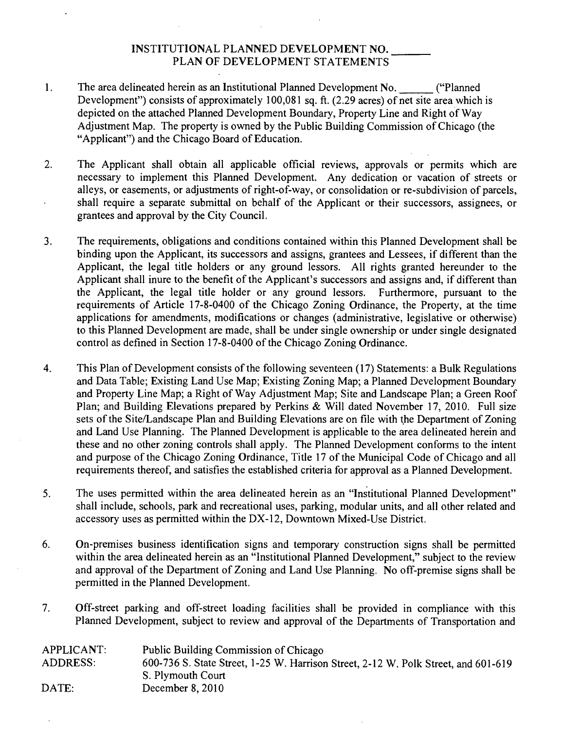# INSTITUTIONAL PLANNED DEVELOPMENT NO. ______
# PLAN OF DEVELOPMENT STATEMENTS

1. The area delineated herein as an Institutional Planned Development No. ______ ("Planned Development") consists of approximately 100,081 sq. ft. (2.29 acres) of net site area which is depicted on the attached Planned Development Boundary, Property Line and Right of Way Adjustment Map. The property is owned by the Public Building Commission of Chicago (the "Applicant") and the Chicago Board of Education.

2. The Applicant shall obtain all applicable official reviews, approvals or permits which are necessary to implement this Planned Development. Any dedication or vacation of streets or alleys, or easements, or adjustments of right-of-way, or consolidation or re-subdivision of parcels, shall require a separate submittal on behalf of the Applicant or their successors, assignees, or grantees and approval by the City Council.

3. The requirements, obligations and conditions contained within this Planned Development shall be binding upon the Applicant, its successors and assigns, grantees and Lessees, if different than the Applicant, the legal title holders or any ground lessors. All rights granted hereunder to the Applicant shall inure to the benefit of the Applicant's successors and assigns and, if different than the Applicant, the legal title holder or any ground lessors. Furthermore, pursuant to the requirements of Article 17-8-0400 of the Chicago Zoning Ordinance, the Property, at the time applications for amendments, modifications or changes (administrative, legislative or otherwise) to this Planned Development are made, shall be under single ownership or under single designated control as defined in Section 17-8-0400 of the Chicago Zoning Ordinance.

4. This Plan of Development consists of the following seventeen (17) Statements: a Bulk Regulations and Data Table; Existing Land Use Map; Existing Zoning Map; a Planned Development Boundary and Property Line Map; a Right of Way Adjustment Map; Site and Landscape Plan; a Green Roof Plan; and Building Elevations prepared by Perkins & Will dated November 17, 2010. Full size sets of the Site/Landscape Plan and Building Elevations are on file with the Department of Zoning and Land Use Planning. The Planned Development is applicable to the area delineated herein and these and no other zoning controls shall apply. The Planned Development conforms to the intent and purpose of the Chicago Zoning Ordinance, Title 17 of the Municipal Code of Chicago and all requirements thereof, and satisfies the established criteria for approval as a Planned Development.

5. The uses permitted within the area delineated herein as an "Institutional Planned Development" shall include, schools, park and recreational uses, parking, modular units, and all other related and accessory uses as permitted within the DX-12, Downtown Mixed-Use District.

6. On-premises business identification signs and temporary construction signs shall be permitted within the area delineated herein as an "Institutional Planned Development," subject to the review and approval of the Department of Zoning and Land Use Planning. No off-premise signs shall be permitted in the Planned Development.

7. Off-street parking and off-street loading facilities shall be provided in compliance with this Planned Development, subject to review and approval of the Departments of Transportation and

APPLICANT: Public Building Commission of Chicago
ADDRESS: 600-736 S. State Street, 1-25 W. Harrison Street, 2-12 W. Polk Street, and 601-619 S. Plymouth Court
DATE: December 8, 2010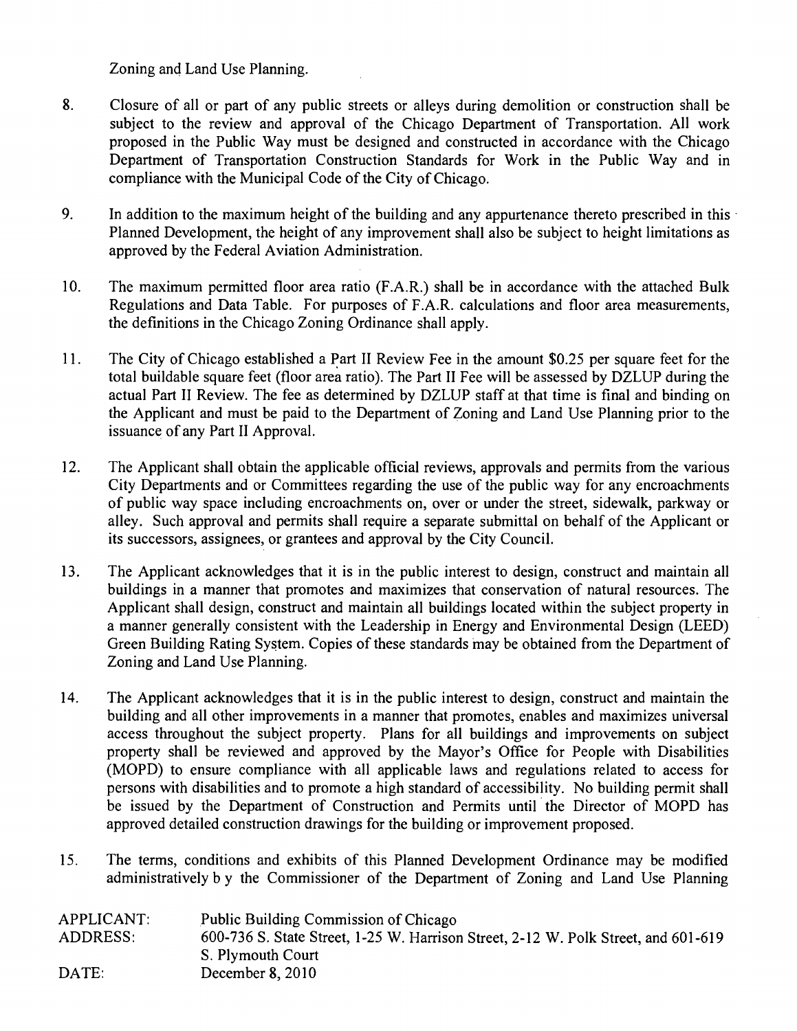Zoning and Land Use Planning.

8. Closure of all or part of any public streets or alleys during demolition or construction shall be subject to the review and approval of the Chicago Department of Transportation. All work proposed in the Public Way must be designed and constructed in accordance with the Chicago Department of Transportation Construction Standards for Work in the Public Way and in compliance with the Municipal Code of the City of Chicago.

9. In addition to the maximum height of the building and any appurtenance thereto prescribed in this Planned Development, the height of any improvement shall also be subject to height limitations as approved by the Federal Aviation Administration.

10. The maximum permitted floor area ratio (F.A.R.) shall be in accordance with the attached Bulk Regulations and Data Table. For purposes of F.A.R. calculations and floor area measurements, the definitions in the Chicago Zoning Ordinance shall apply.

11. The City of Chicago established a Part II Review Fee in the amount $0.25 per square feet for the total buildable square feet (floor area ratio). The Part II Fee will be assessed by DZLUP during the actual Part II Review. The fee as determined by DZLUP staff at that time is final and binding on the Applicant and must be paid to the Department of Zoning and Land Use Planning prior to the issuance of any Part II Approval.

12. The Applicant shall obtain the applicable official reviews, approvals and permits from the various City Departments and or Committees regarding the use of the public way for any encroachments of public way space including encroachments on, over or under the street, sidewalk, parkway or alley. Such approval and permits shall require a separate submittal on behalf of the Applicant or its successors, assignees, or grantees and approval by the City Council.

13. The Applicant acknowledges that it is in the public interest to design, construct and maintain all buildings in a manner that promotes and maximizes that conservation of natural resources. The Applicant shall design, construct and maintain all buildings located within the subject property in a manner generally consistent with the Leadership in Energy and Environmental Design (LEED) Green Building Rating System. Copies of these standards may be obtained from the Department of Zoning and Land Use Planning.

14. The Applicant acknowledges that it is in the public interest to design, construct and maintain the building and all other improvements in a manner that promotes, enables and maximizes universal access throughout the subject property. Plans for all buildings and improvements on subject property shall be reviewed and approved by the Mayor's Office for People with Disabilities (MOPD) to ensure compliance with all applicable laws and regulations related to access for persons with disabilities and to promote a high standard of accessibility. No building permit shall be issued by the Department of Construction and Permits until the Director of MOPD has approved detailed construction drawings for the building or improvement proposed.

15. The terms, conditions and exhibits of this Planned Development Ordinance may be modified administratively b y the Commissioner of the Department of Zoning and Land Use Planning

APPLICANT: Public Building Commission of Chicago
ADDRESS: 600-736 S. State Street, 1-25 W. Harrison Street, 2-12 W. Polk Street, and 601-619 S. Plymouth Court
DATE: December 8, 2010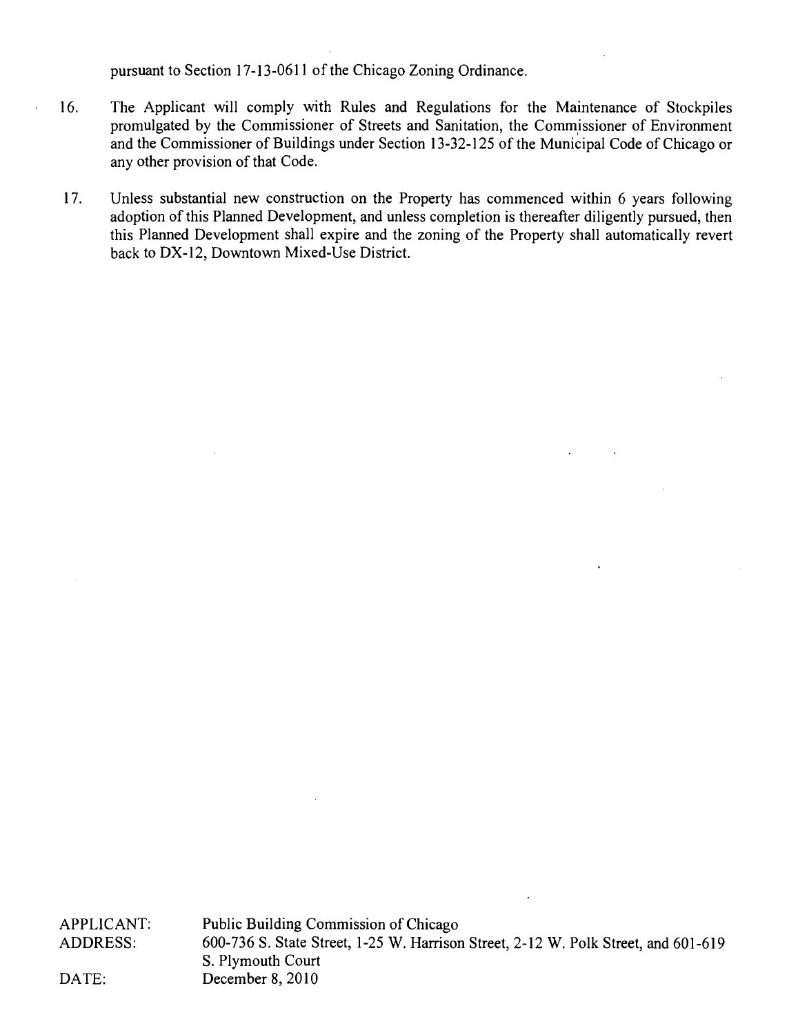pursuant to Section 17-13-0611 of the Chicago Zoning Ordinance.

16. The Applicant will comply with Rules and Regulations for the Maintenance of Stockpiles promulgated by the Commissioner of Streets and Sanitation, the Commissioner of Environment and the Commissioner of Buildings under Section 13-32-125 of the Municipal Code of Chicago or any other provision of that Code.

17. Unless substantial new construction on the Property has commenced within 6 years following adoption of this Planned Development, and unless completion is thereafter diligently pursued, then this Planned Development shall expire and the zoning of the Property shall automatically revert back to DX-12, Downtown Mixed-Use District.

| | |
|---|---|
| APPLICANT: | Public Building Commission of Chicago |
| ADDRESS: | 600-736 S. State Street, 1-25 W. Harrison Street, 2-12 W. Polk Street, and 601-619 S. Plymouth Court |
| DATE: | December 8, 2010 |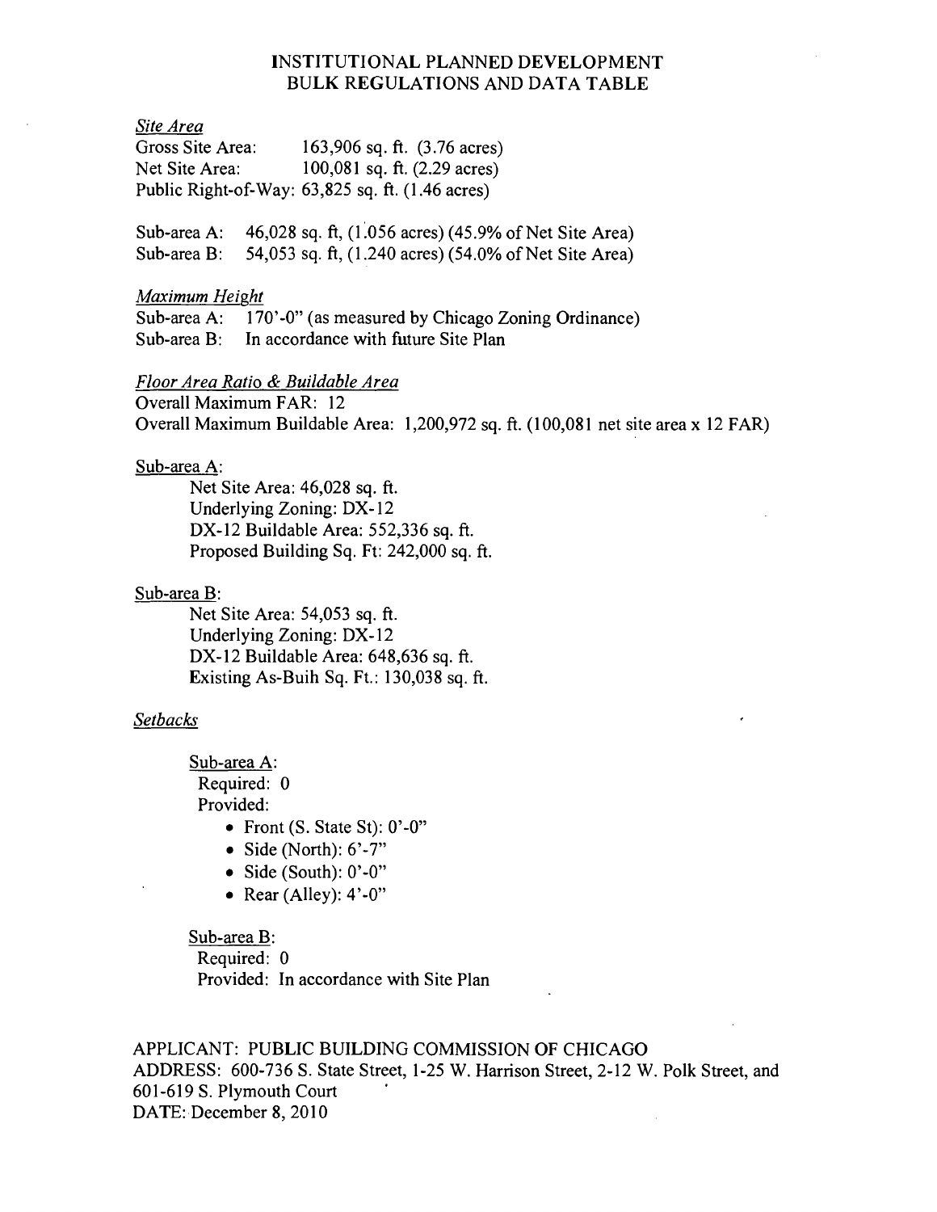# INSTITUTIONAL PLANNED DEVELOPMENT
# BULK REGULATIONS AND DATA TABLE

*Site Area*

Gross Site Area: 163,906 sq. ft. (3.76 acres)
Net Site Area: 100,081 sq. ft. (2.29 acres)
Public Right-of-Way: 63,825 sq. ft. (1.46 acres)

Sub-area A: 46,028 sq. ft, (1.056 acres) (45.9% of Net Site Area)
Sub-area B: 54,053 sq. ft, (1.240 acres) (54.0% of Net Site Area)

*Maximum Height*

Sub-area A: 170'-0" (as measured by Chicago Zoning Ordinance)
Sub-area B: In accordance with future Site Plan

*Floor Area Ratio & Buildable Area*

Overall Maximum FAR: 12
Overall Maximum Buildable Area: 1,200,972 sq. ft. (100,081 net site area x 12 FAR)

Sub-area A:

Net Site Area: 46,028 sq. ft.
Underlying Zoning: DX-12
DX-12 Buildable Area: 552,336 sq. ft.
Proposed Building Sq. Ft: 242,000 sq. ft.

Sub-area B:

Net Site Area: 54,053 sq. ft.
Underlying Zoning: DX-12
DX-12 Buildable Area: 648,636 sq. ft.
Existing As-Buih Sq. Ft.: 130,038 sq. ft.

*Setbacks*

Sub-area A:
Required: 0
Provided:

- Front (S. State St): 0'-0"
- Side (North): 6'-7"
- Side (South): 0'-0"
- Rear (Alley): 4'-0"

Sub-area B:
Required: 0
Provided: In accordance with Site Plan

APPLICANT: PUBLIC BUILDING COMMISSION OF CHICAGO
ADDRESS: 600-736 S. State Street, 1-25 W. Harrison Street, 2-12 W. Polk Street, and 601-619 S. Plymouth Court
DATE: December 8, 2010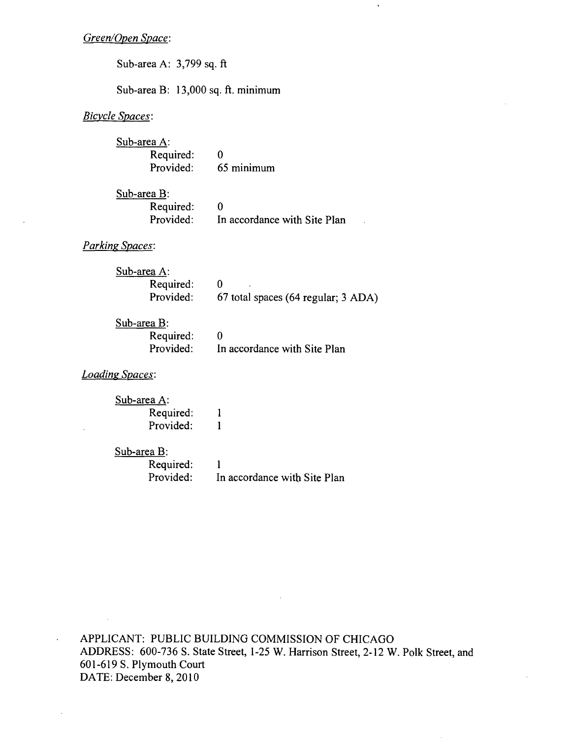*Green/Open Space*:

Sub-area A: 3,799 sq. ft

Sub-area B: 13,000 sq. ft. minimum

*Bicycle Spaces*:

Sub-area A:
Required: 0
Provided: 65 minimum

Sub-area B:
Required: 0
Provided: In accordance with Site Plan

*Parking Spaces*:

Sub-area A:
Required: 0
Provided: 67 total spaces (64 regular; 3 ADA)

Sub-area B:
Required: 0
Provided: In accordance with Site Plan

*Loading Spaces*:

Sub-area A:
Required: 1
Provided: 1

Sub-area B:
Required: 1
Provided: In accordance with Site Plan

APPLICANT: PUBLIC BUILDING COMMISSION OF CHICAGO
ADDRESS: 600-736 S. State Street, 1-25 W. Harrison Street, 2-12 W. Polk Street, and 601-619 S. Plymouth Court
DATE: December 8, 2010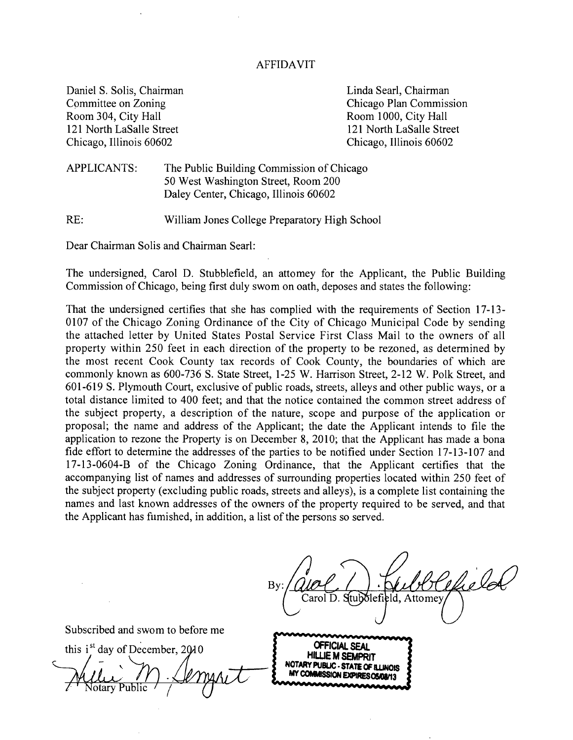# AFFIDAVIT

Daniel S. Solis, Chairman
Committee on Zoning
Room 304, City Hall
121 North LaSalle Street
Chicago, Illinois 60602

Linda Searl, Chairman
Chicago Plan Commission
Room 1000, City Hall
121 North LaSalle Street
Chicago, Illinois 60602

APPLICANTS: The Public Building Commission of Chicago
50 West Washington Street, Room 200
Daley Center, Chicago, Illinois 60602

RE: William Jones College Preparatory High School

Dear Chairman Solis and Chairman Searl:

The undersigned, Carol D. Stubblefield, an attomey for the Applicant, the Public Building Commission of Chicago, being first duly swom on oath, deposes and states the following:

That the undersigned certifies that she has complied with the requirements of Section 17-13-0107 of the Chicago Zoning Ordinance of the City of Chicago Municipal Code by sending the attached letter by United States Postal Service First Class Mail to the owners of all property within 250 feet in each direction of the property to be rezoned, as determined by the most recent Cook County tax records of Cook County, the boundaries of which are commonly known as 600-736 S. State Street, 1-25 W. Harrison Street, 2-12 W. Polk Street, and 601-619 S. Plymouth Court, exclusive of public roads, streets, alleys and other public ways, or a total distance limited to 400 feet; and that the notice contained the common street address of the subject property, a description of the nature, scope and purpose of the application or proposal; the name and address of the Applicant; the date the Applicant intends to file the application to rezone the Property is on December 8, 2010; that the Applicant has made a bona fide effort to determine the addresses of the parties to be notified under Section 17-13-107 and 17-13-0604-B of the Chicago Zoning Ordinance, that the Applicant certifies that the accompanying list of names and addresses of surrounding properties located within 250 feet of the subject property (excluding public roads, streets and alleys), is a complete list containing the names and last known addresses of the owners of the property required to be served, and that the Applicant has fumished, in addition, a list of the persons so served.

By: Carol D. Stubblefield, Attomey

Subscribed and swom to before me

this 1st day of December, 2010

Notary Public

OFFICIAL SEAL
HILLIE M SEMPRIT
NOTARY PUBLIC - STATE OF ILLINOIS
MY COMMISSION EXPIRES 05/08/13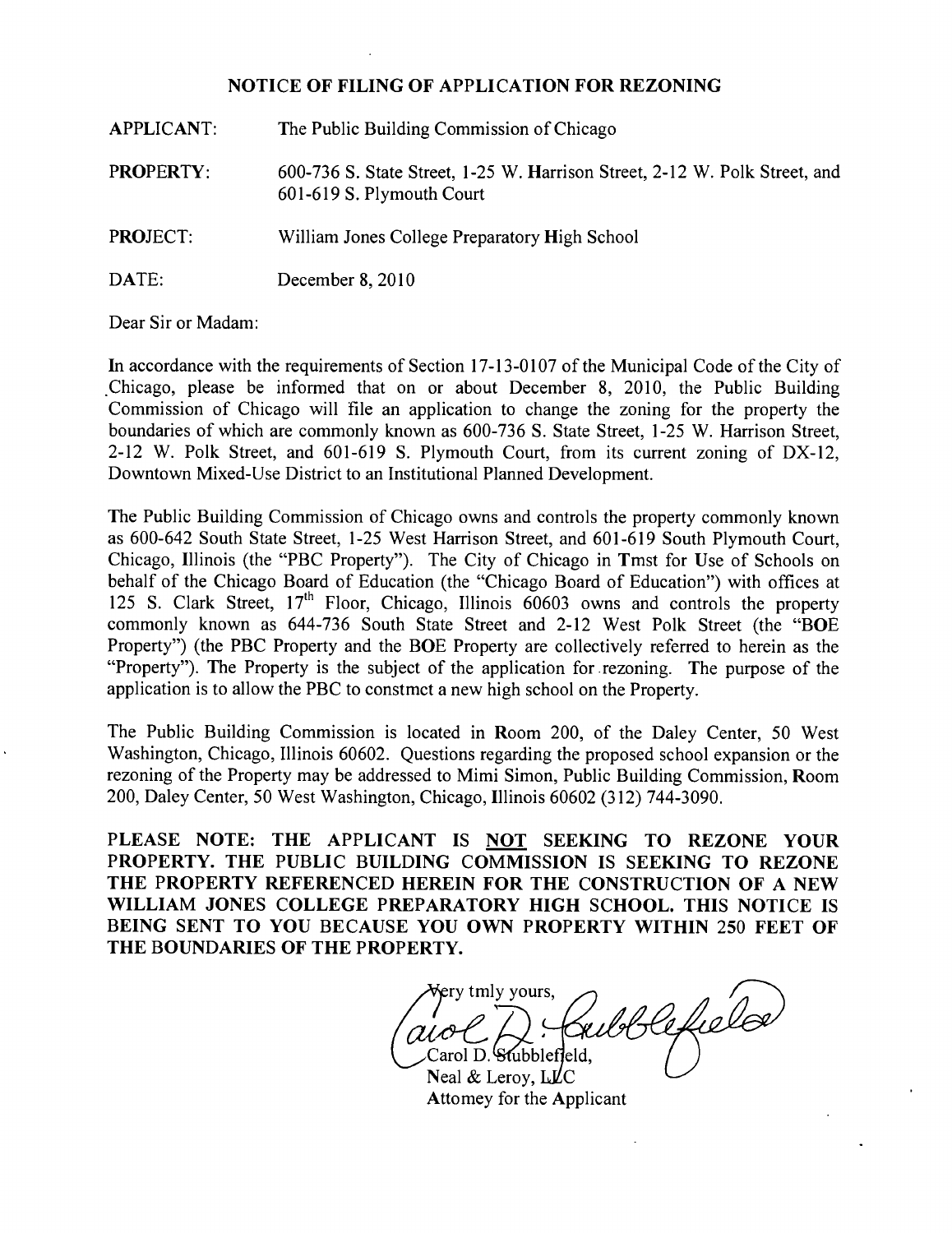# NOTICE OF FILING OF APPLICATION FOR REZONING

APPLICANT: The Public Building Commission of Chicago

PROPERTY: 600-736 S. State Street, 1-25 W. Harrison Street, 2-12 W. Polk Street, and 601-619 S. Plymouth Court

PROJECT: William Jones College Preparatory High School

DATE: December 8, 2010

Dear Sir or Madam:

In accordance with the requirements of Section 17-13-0107 of the Municipal Code of the City of Chicago, please be informed that on or about December 8, 2010, the Public Building Commission of Chicago will file an application to change the zoning for the property the boundaries of which are commonly known as 600-736 S. State Street, 1-25 W. Harrison Street, 2-12 W. Polk Street, and 601-619 S. Plymouth Court, from its current zoning of DX-12, Downtown Mixed-Use District to an Institutional Planned Development.

The Public Building Commission of Chicago owns and controls the property commonly known as 600-642 South State Street, 1-25 West Harrison Street, and 601-619 South Plymouth Court, Chicago, Illinois (the "PBC Property"). The City of Chicago in Tmst for Use of Schools on behalf of the Chicago Board of Education (the "Chicago Board of Education") with offices at 125 S. Clark Street, 17th Floor, Chicago, Illinois 60603 owns and controls the property commonly known as 644-736 South State Street and 2-12 West Polk Street (the "BOE Property") (the PBC Property and the BOE Property are collectively referred to herein as the "Property"). The Property is the subject of the application for rezoning. The purpose of the application is to allow the PBC to constmct a new high school on the Property.

The Public Building Commission is located in Room 200, of the Daley Center, 50 West Washington, Chicago, Illinois 60602. Questions regarding the proposed school expansion or the rezoning of the Property may be addressed to Mimi Simon, Public Building Commission, Room 200, Daley Center, 50 West Washington, Chicago, Illinois 60602 (312) 744-3090.

**PLEASE NOTE: THE APPLICANT IS NOT SEEKING TO REZONE YOUR PROPERTY. THE PUBLIC BUILDING COMMISSION IS SEEKING TO REZONE THE PROPERTY REFERENCED HEREIN FOR THE CONSTRUCTION OF A NEW WILLIAM JONES COLLEGE PREPARATORY HIGH SCHOOL. THIS NOTICE IS BEING SENT TO YOU BECAUSE YOU OWN PROPERTY WITHIN 250 FEET OF THE BOUNDARIES OF THE PROPERTY.**

Very tmly yours,

Carol D. Stubblefield,
Neal & Leroy, LLC
Attomey for the Applicant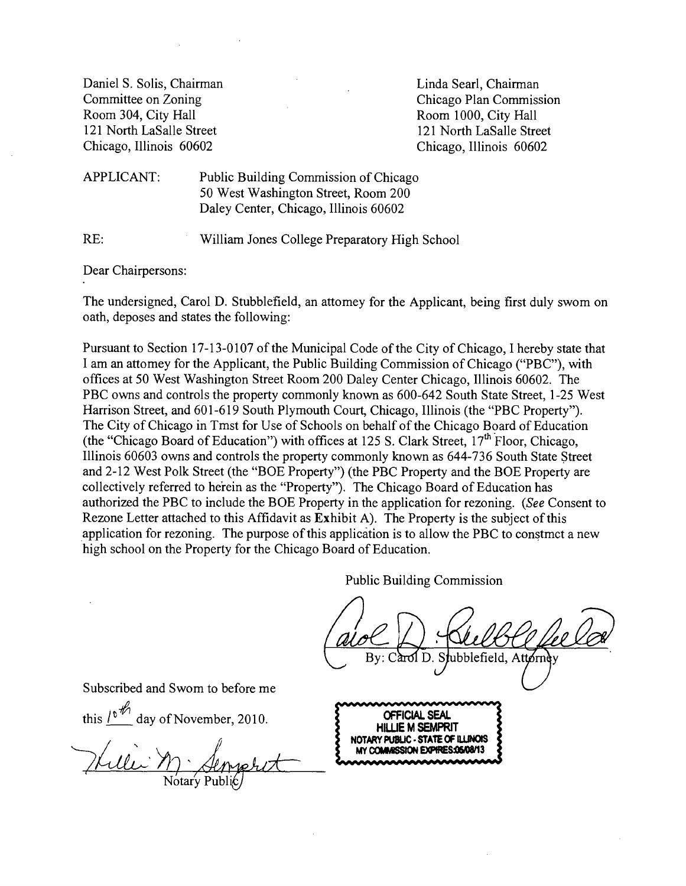Daniel S. Solis, Chairman
Committee on Zoning
Room 304, City Hall
121 North LaSalle Street
Chicago, Illinois 60602

Linda Searl, Chairman
Chicago Plan Commission
Room 1000, City Hall
121 North LaSalle Street
Chicago, Illinois 60602

APPLICANT: Public Building Commission of Chicago
50 West Washington Street, Room 200
Daley Center, Chicago, Illinois 60602

RE: William Jones College Preparatory High School

Dear Chairpersons:

The undersigned, Carol D. Stubblefield, an attomey for the Applicant, being first duly swom on oath, deposes and states the following:

Pursuant to Section 17-13-0107 of the Municipal Code of the City of Chicago, I hereby state that I am an attomey for the Applicant, the Public Building Commission of Chicago ("PBC"), with offices at 50 West Washington Street Room 200 Daley Center Chicago, Illinois 60602. The PBC owns and controls the property commonly known as 600-642 South State Street, 1-25 West Harrison Street, and 601-619 South Plymouth Court, Chicago, Illinois (the "PBC Property"). The City of Chicago in Tmst for Use of Schools on behalf of the Chicago Board of Education (the "Chicago Board of Education") with offices at 125 S. Clark Street, 17th Floor, Chicago, Illinois 60603 owns and controls the property commonly known as 644-736 South State Street and 2-12 West Polk Street (the "BOE Property") (the PBC Property and the BOE Property are collectively referred to herein as the "Property"). The Chicago Board of Education has authorized the PBC to include the BOE Property in the application for rezoning. (*See* Consent to Rezone Letter attached to this Affidavit as Exhibit A). The Property is the subject of this application for rezoning. The purpose of this application is to allow the PBC to constmct a new high school on the Property for the Chicago Board of Education.

Public Building Commission

By: Carol D. Stubblefield, Attorney

Subscribed and Swom to before me

this 10th day of November, 2010.

Notary Public

OFFICIAL SEAL
HILLIE M SEMPRIT
NOTARY PUBLIC - STATE OF ILLINOIS
MY COMMISSION EXPIRES:05/08/13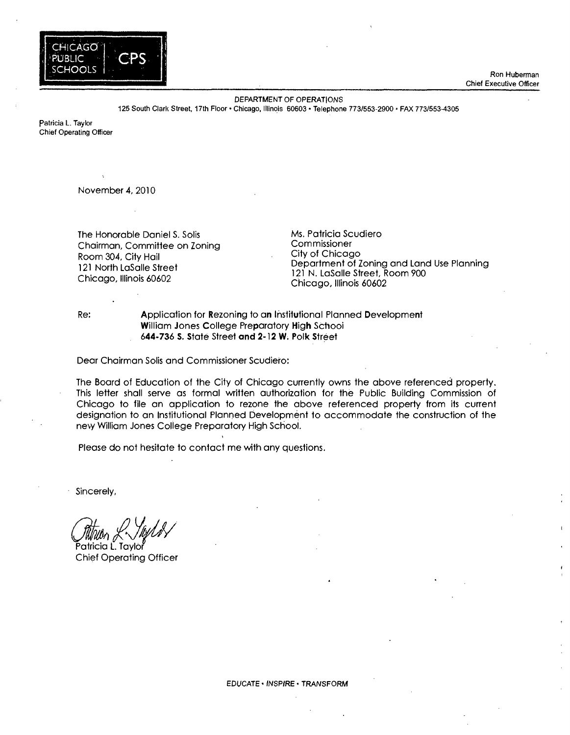CHICAGO PUBLIC SCHOOLS | CPS

Ron Huberman
Chief Executive Officer

DEPARTMENT OF OPERATIONS
125 South Clark Street, 17th Floor • Chicago, Illinois 60603 • Telephone 773/553-2900 • FAX 773/553-4305

Patricia L. Taylor
Chief Operating Officer

November 4, 2010

The Honorable Daniel S. Solis
Chairman, Committee on Zoning
Room 304, City Hall
121 North LaSalle Street
Chicago, Illinois 60602

Ms. Patricia Scudiero
Commissioner
City of Chicago
Department of Zoning and Land Use Planning
121 N. LaSalle Street, Room 900
Chicago, Illinois 60602

Re: **Application for Rezoning to an Institutional Planned Development**
**William Jones College Preparatory High School**
**644-736 S. State Street and 2-12 W. Polk Street**

Dear Chairman Solis and Commissioner Scudiero:

The Board of Education of the City of Chicago currently owns the above referenced property. This letter shall serve as formal written authorization for the Public Building Commission of Chicago to file an application to rezone the above referenced property from its current designation to an Institutional Planned Development to accommodate the construction of the new William Jones College Preparatory High School.

Please do not hesitate to contact me with any questions.

Sincerely,

Patricia L. Taylor
Chief Operating Officer

EDUCATE • INSPIRE • TRANSFORM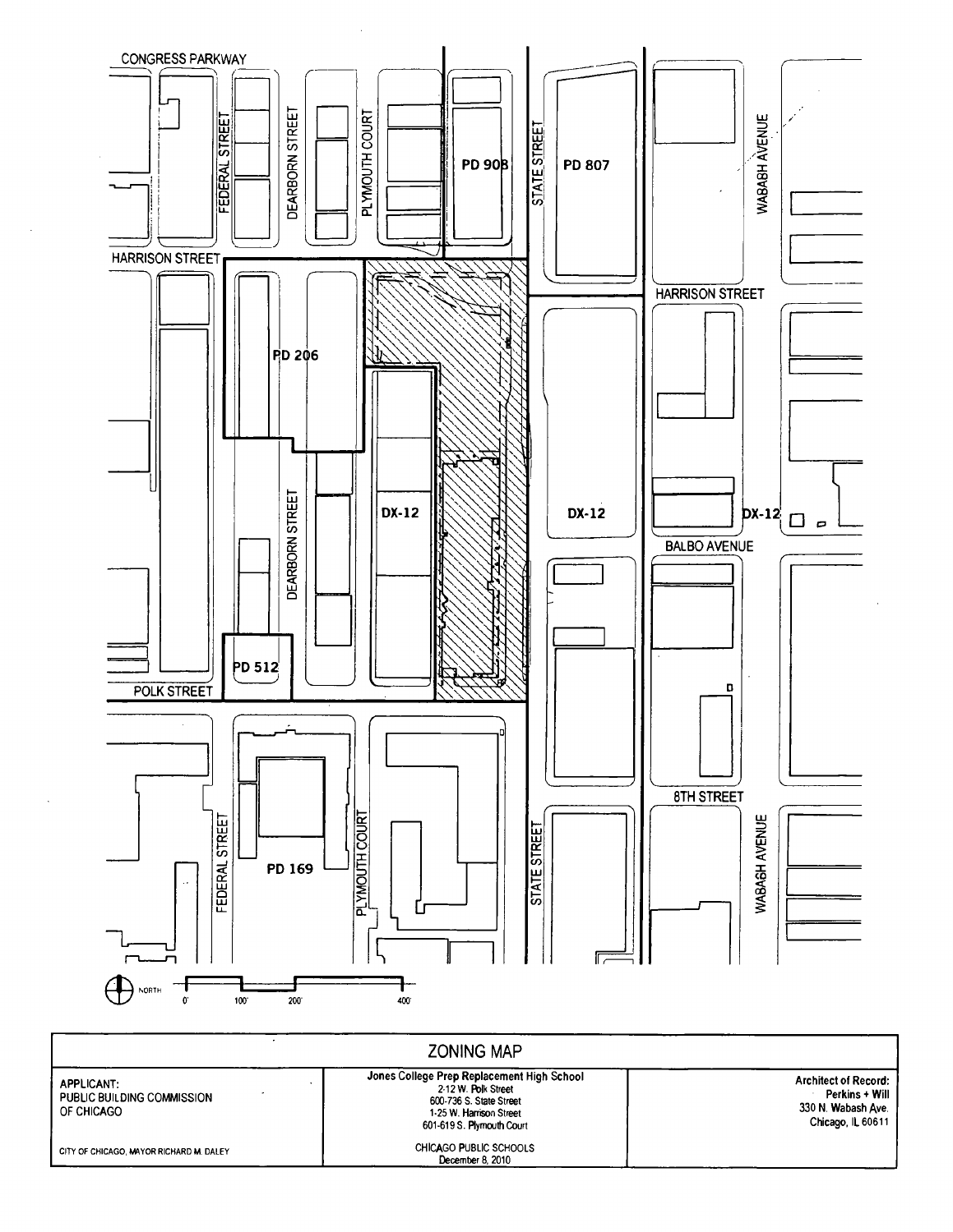CONGRESS PARKWAY

FEDERAL STREET

DEARBORN STREET

PLYMOUTH COURT

STATE STREET

WABASH AVENUE

PD 908

PD 807

HARRISON STREET

HARRISON STREET

PD 206

DX-12

DX-12

DX-12

BALBO AVENUE

PD 512

POLK STREET

8TH STREET

PD 169

NORTH

0' 100' 200' 400'

## ZONING MAP

| APPLICANT: PUBLIC BUILDING COMMISSION OF CHICAGO | Jones College Prep Replacement High School<br>2-12 W. Polk Street<br>600-736 S. State Street<br>1-25 W. Harrison Street<br>601-619 S. Plymouth Court | Architect of Record:<br>Perkins + Will<br>330 N. Wabash Ave.<br>Chicago, IL 60611 |
|---|---|---|
| CITY OF CHICAGO, MAYOR RICHARD M. DALEY | CHICAGO PUBLIC SCHOOLS<br>December 8, 2010 | |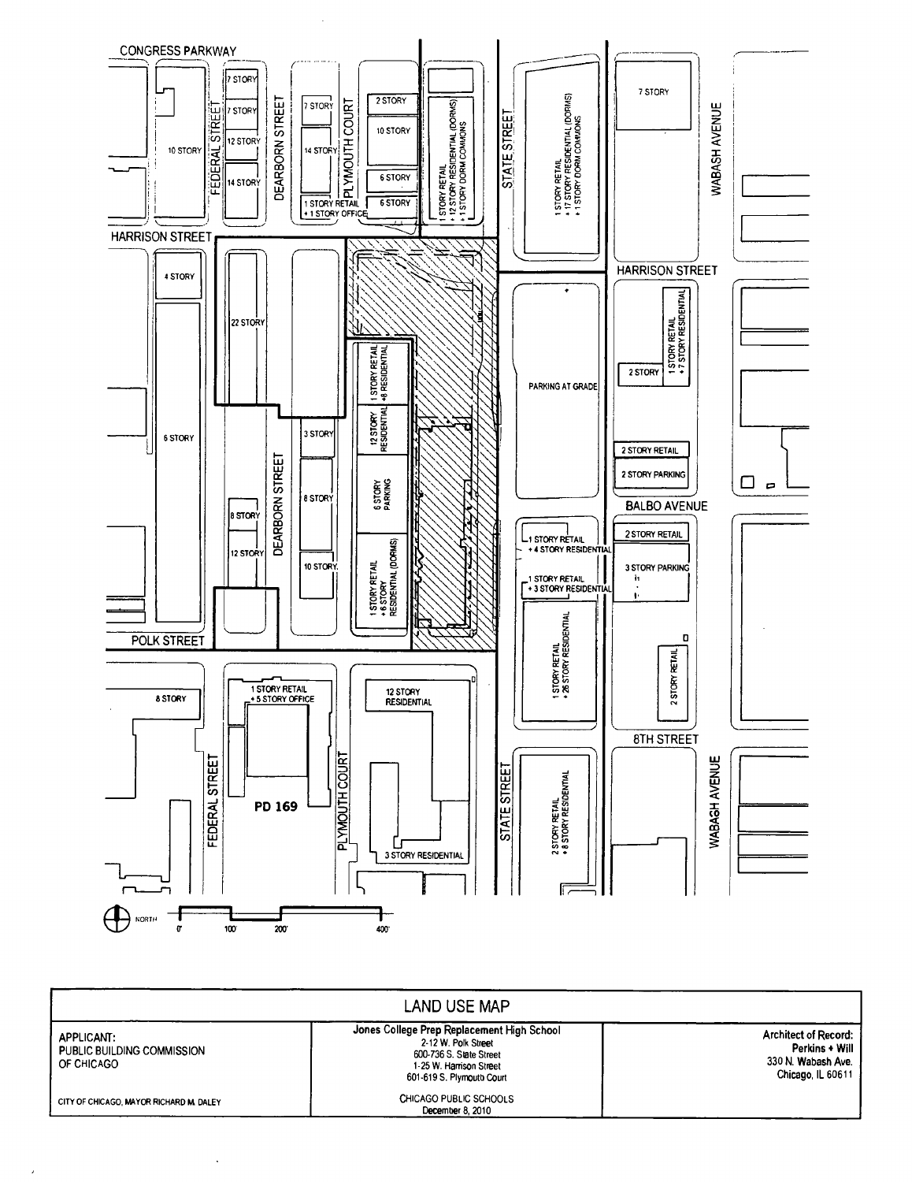CONGRESS PARKWAY

FEDERAL STREET

DEARBORN STREET

PLYMOUTH COURT

STATE STREET

WABASH AVENUE

HARRISON STREET

BALBO AVENUE

POLK STREET

8TH STREET

10 STORY

7 STORY

7 STORY

12 STORY

14 STORY

7 STORY

14 STORY

1 STORY RETAIL + 1 STORY OFFICE

2 STORY

10 STORY

6 STORY

6 STORY

1 STORY RETAIL + 12 STORY RESIDENTIAL (DORMS) + 1 STORY DORM COMMONS

1 STORY RETAIL + 17 STORY RESIDENTIAL (DORMS) + 1 STORY DORM COMMONS

7 STORY

4 STORY

6 STORY

22 STORY

3 STORY

8 STORY

10 STORY

8 STORY

12 STORY

1 STORY RETAIL +8 RESIDENTIAL

12 STORY RESIDENTIAL

6 STORY PARKING

1 STORY RETAIL + 6 STORY RESIDENTIAL (DORMS)

PARKING AT GRADE

2 STORY

1 STORY RETAIL + 7 STORY RESIDENTIAL

2 STORY RETAIL

2 STORY PARKING

1 STORY RETAIL + 4 STORY RESIDENTIAL

1 STORY RETAIL + 3 STORY RESIDENTIAL

1 STORY RETAIL + 26 STORY RESIDENTIAL

2 STORY RETAIL

3 STORY PARKING

2 STORY RETAIL

8 STORY

1 STORY RETAIL + 5 STORY OFFICE

PD 169

12 STORY RESIDENTIAL

3 STORY RESIDENTIAL

2 STORY RETAIL + 8 STORY RESIDENTIAL

NORTH

0' 100' 200' 400'

| LAND USE MAP | | |
|---|---|---|
| APPLICANT: PUBLIC BUILDING COMMISSION OF CHICAGO<br><br>CITY OF CHICAGO, MAYOR RICHARD M. DALEY | Jones College Prep Replacement High School<br>2-12 W. Polk Street<br>600-736 S. State Street<br>1-25 W. Harrison Street<br>601-619 S. Plymouth Court<br><br>CHICAGO PUBLIC SCHOOLS<br>December 8, 2010 | Architect of Record:<br>Perkins + Will<br>330 N. Wabash Ave.<br>Chicago, IL 60611 |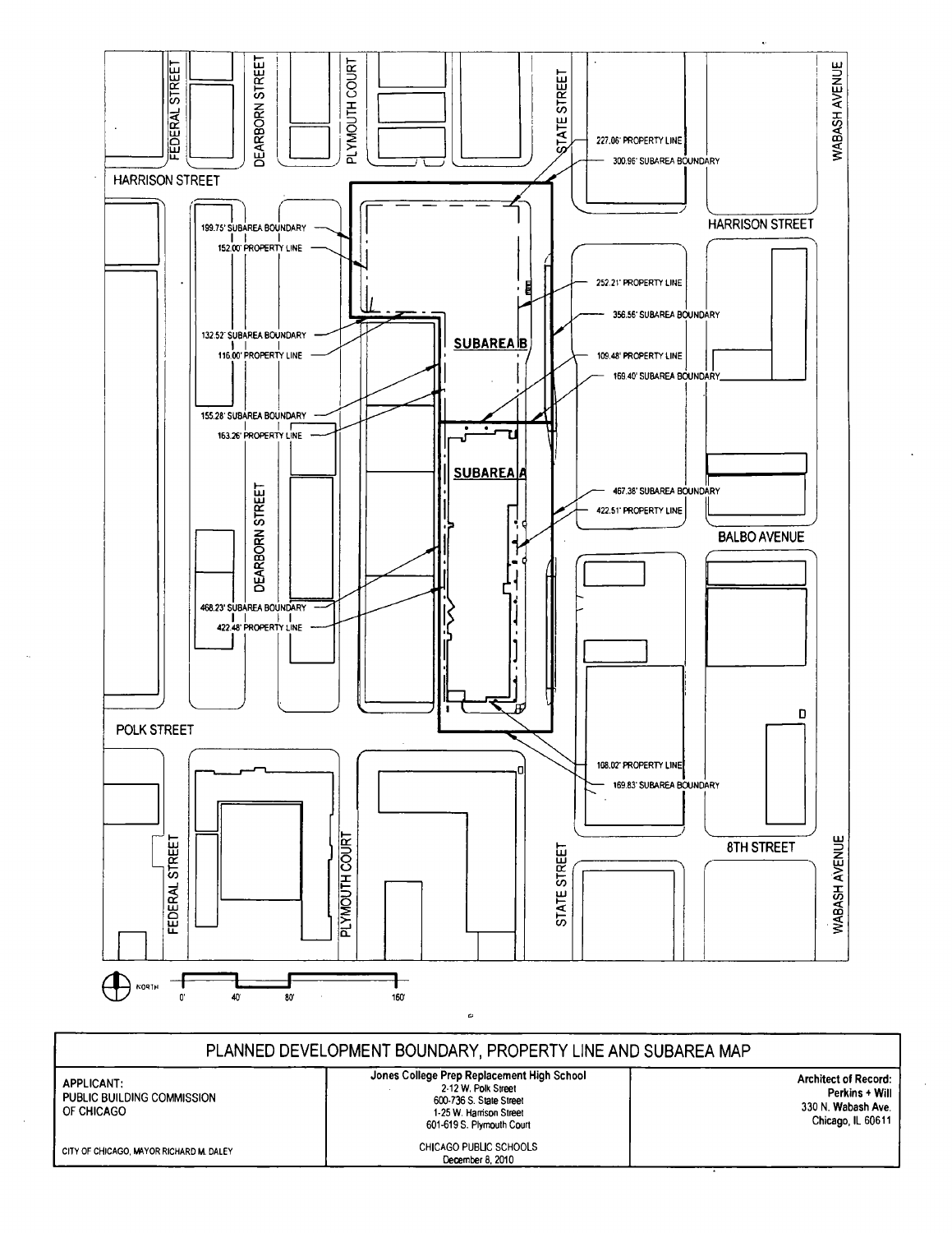FEDERAL STREET

DEARBORN STREET

PLYMOUTH COURT

STATE STREET

WABASH AVENUE

HARRISON STREET

227.06' PROPERTY LINE

300.96' SUBAREA BOUNDARY

HARRISON STREET

199.75' SUBAREA BOUNDARY

152.00' PROPERTY LINE

252.21' PROPERTY LINE

356.56' SUBAREA BOUNDARY

132.52' SUBAREA BOUNDARY

116.00' PROPERTY LINE

SUBAREA B

109.48' PROPERTY LINE

169.40' SUBAREA BOUNDARY

155.28' SUBAREA BOUNDARY

163.26' PROPERTY LINE

SUBAREA A

467.38' SUBAREA BOUNDARY

422.51' PROPERTY LINE

DEARBORN STREET

BALBO AVENUE

468.23' SUBAREA BOUNDARY

422.48' PROPERTY LINE

POLK STREET

108.02' PROPERTY LINE

169.83' SUBAREA BOUNDARY

8TH STREET

FEDERAL STREET

PLYMOUTH COURT

STATE STREET

WABASH AVENUE

NORTH

0' 40' 80' 160'

| | | |
|---|---|---|
| PLANNED DEVELOPMENT BOUNDARY, PROPERTY LINE AND SUBAREA MAP | | |
| APPLICANT:<br>PUBLIC BUILDING COMMISSION OF CHICAGO<br><br>CITY OF CHICAGO, MAYOR RICHARD M. DALEY | **Jones College Prep Replacement High School**<br>2-12 W. Polk Street<br>600-736 S. State Street<br>1-25 W. Harrison Street<br>601-619 S. Plymouth Court<br><br>CHICAGO PUBLIC SCHOOLS<br>December 8, 2010 | **Architect of Record:**<br>**Perkins + Will**<br>330 N. Wabash Ave.<br>Chicago, IL 60611 |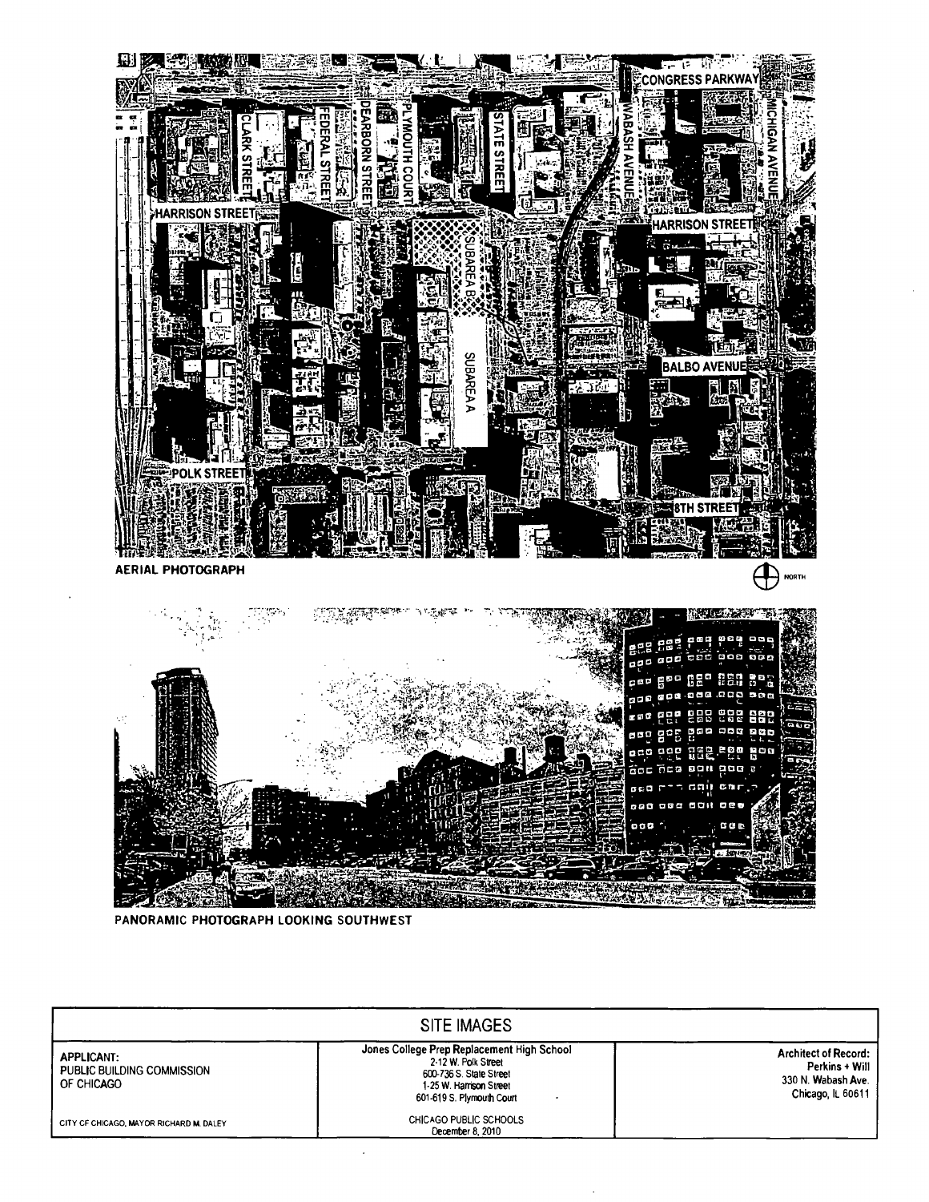AERIAL PHOTOGRAPH

PANORAMIC PHOTOGRAPH LOOKING SOUTHWEST

| SITE IMAGES | | |
|---|---|---|
| APPLICANT: PUBLIC BUILDING COMMISSION OF CHICAGO | Jones College Prep Replacement High School<br>2-12 W. Polk Street<br>600-736 S. State Street<br>1-25 W. Harrison Street<br>601-619 S. Plymouth Court | Architect of Record:<br>Perkins + Will<br>330 N. Wabash Ave.<br>Chicago, IL 60611 |
| CITY OF CHICAGO, MAYOR RICHARD M. DALEY | CHICAGO PUBLIC SCHOOLS<br>December 8, 2010 | |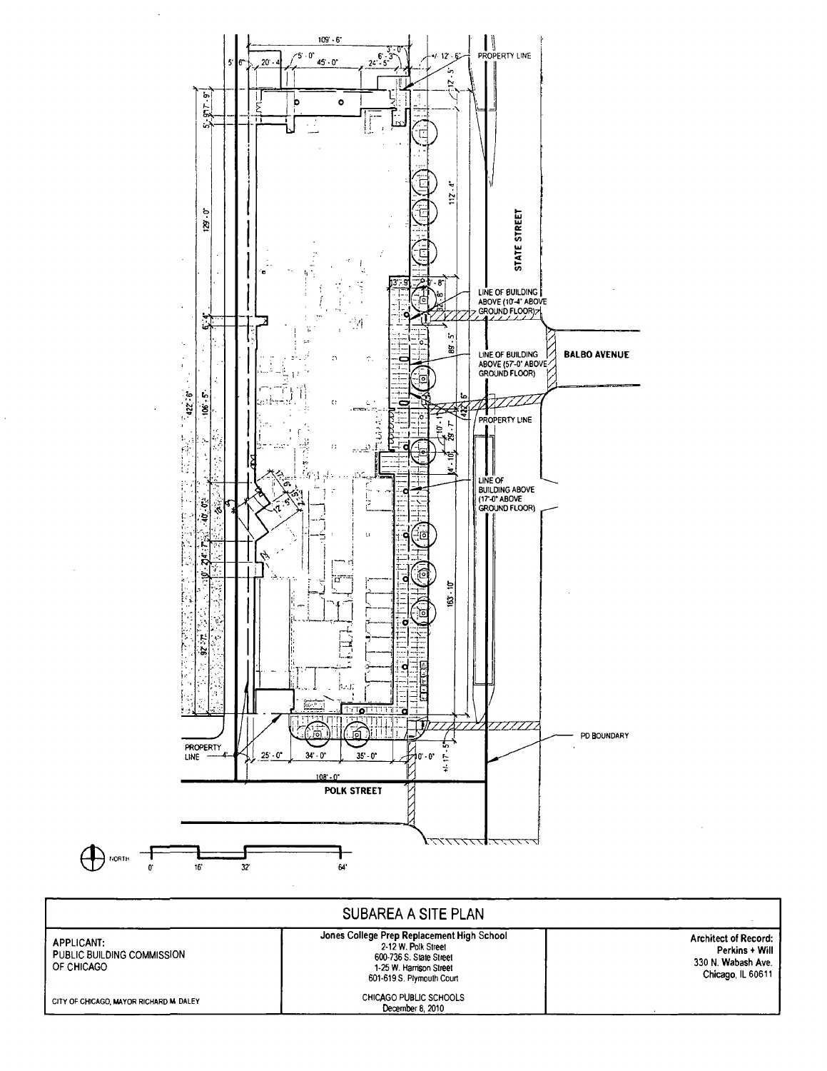# SUBAREA A SITE PLAN

STATE STREET

BALBO AVENUE

POLK STREET

PROPERTY LINE

LINE OF BUILDING ABOVE (10'-4" ABOVE GROUND FLOOR)

LINE OF BUILDING ABOVE (57'-0" ABOVE GROUND FLOOR)

LINE OF BUILDING ABOVE (17'-0" ABOVE GROUND FLOOR)

PD BOUNDARY

NORTH

0' 16' 32' 64'

| | | |
|---|---|---|
| APPLICANT:<br>PUBLIC BUILDING COMMISSION OF CHICAGO<br><br>CITY OF CHICAGO, MAYOR RICHARD M. DALEY | **Jones College Prep Replacement High School**<br>2-12 W. Polk Street<br>600-736 S. State Street<br>1-25 W. Harrison Street<br>601-619 S. Plymouth Court<br><br>CHICAGO PUBLIC SCHOOLS<br>December 8, 2010 | **Architect of Record:**<br>**Perkins + Will**<br>330 N. Wabash Ave.<br>Chicago, IL 60611 |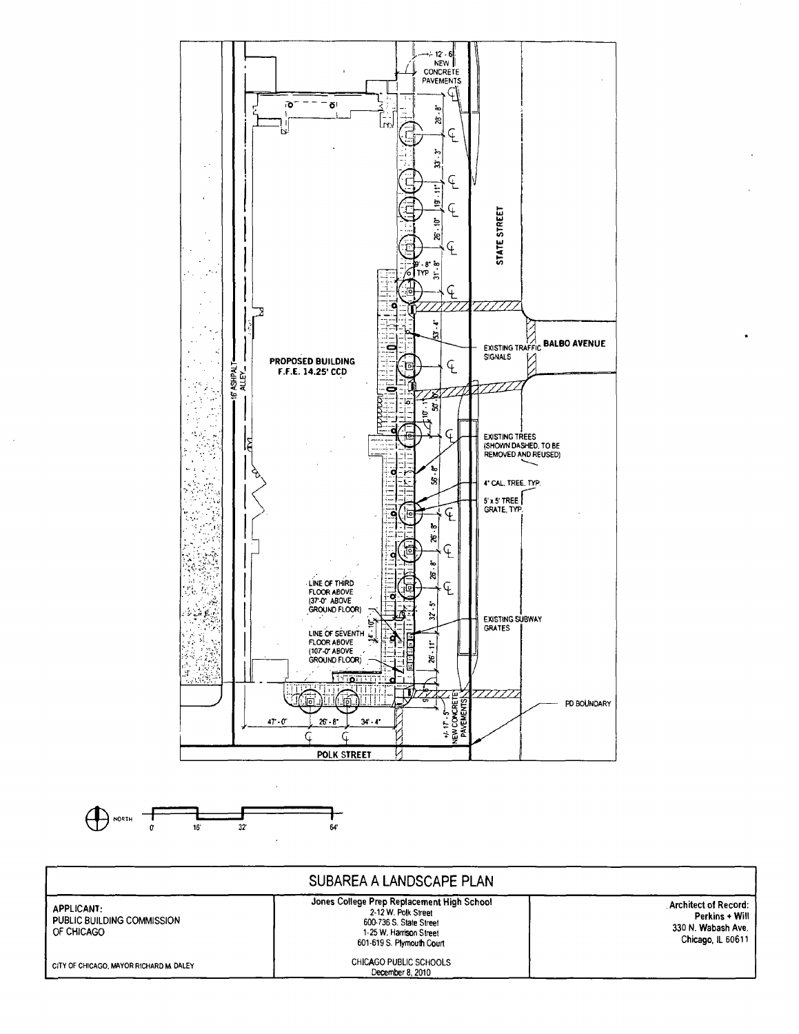+/- 12' - 6"
NEW
CONCRETE
PAVEMENTS

28' - 8"
33' - 3"
19' - 11"
26' - 10"
31' - 8"
9' - 8" TYP
53' - 4"
50' - 1"
10' - 1"
55' - 8"
26' - 8"
26' - 8"
32' - 5"
26' - 11"
14' - 10"
9'

STATE STREET

BALBO AVENUE

EXISTING TRAFFIC SIGNALS

PROPOSED BUILDING
F.F.E. 14.25' CCD

16' ASHPALT ALLEY

EXISTING TREES
(SHOWN DASHED, TO BE REMOVED AND REUSED)

4" CAL. TREE, TYP.

5' x 5' TREE GRATE, TYP.

LINE OF THIRD FLOOR ABOVE
(37'-0" ABOVE GROUND FLOOR)

LINE OF SEVENTH FLOOR ABOVE
(107'-0" ABOVE GROUND FLOOR)

EXISTING SUBWAY GRATES

PD BOUNDARY

47' - 0"
26' - 8"
34' - 4"

+/- 17' - 5"
NEW CONCRETE PAVEMENTS

POLK STREET

NORTH

0'
16'
32'
64'

## SUBAREA A LANDSCAPE PLAN

| | | |
|---|---|---|
| APPLICANT:<br>PUBLIC BUILDING COMMISSION OF CHICAGO<br><br>CITY OF CHICAGO, MAYOR RICHARD M. DALEY | Jones College Prep Replacement High School<br>2-12 W. Polk Street<br>600-736 S. State Street<br>1-25 W. Harrison Street<br>601-619 S. Plymouth Court<br><br>CHICAGO PUBLIC SCHOOLS<br>December 8, 2010 | Architect of Record:<br>Perkins + Will<br>330 N. Wabash Ave.<br>Chicago, IL 60611 |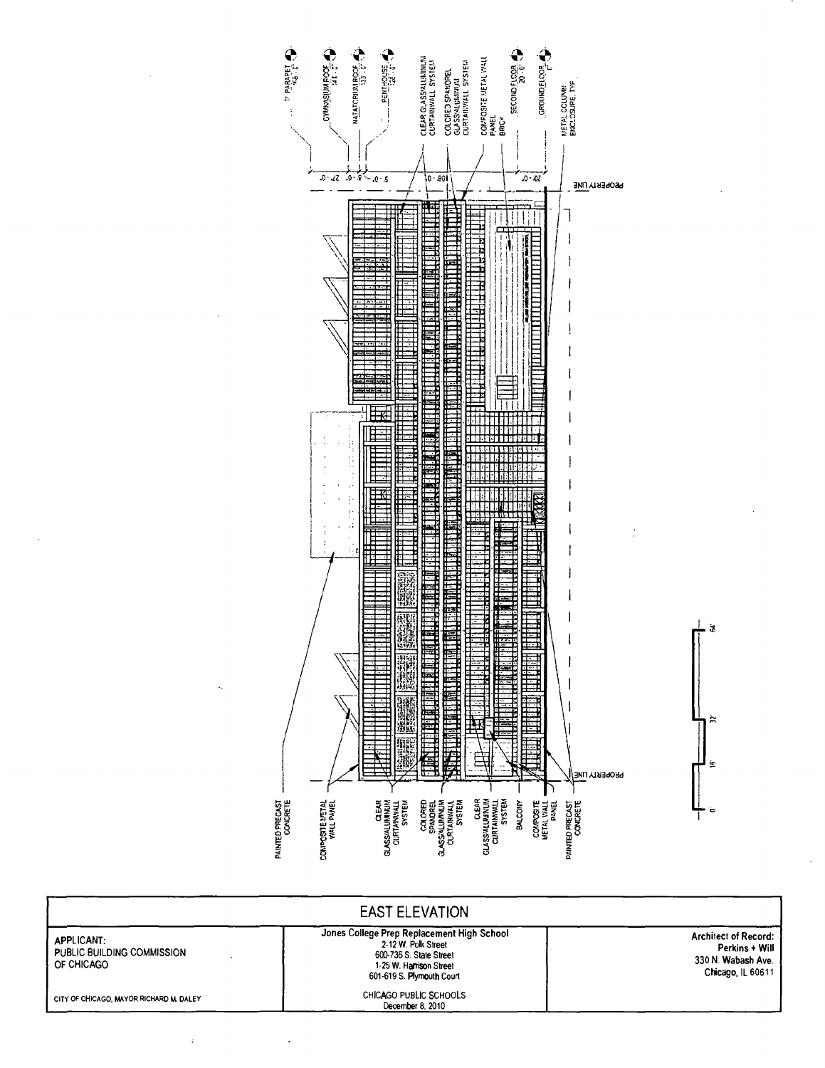T/ PARAPET 146' - 0"

GYMNASIUM ROOF 141' - 0"

NATATORIUM ROOF 133' - 0"

PENTHOUSE 128' - 0"

CLEAR GLASS/ALUMINUM CURTAINWALL SYSTEM

COLORED SPANDREL GLASS/ALUMINUM CURTAINWALL SYSTEM

COMPOSITE METAL WALL PANEL

BRICK

SECOND FLOOR 20' - 0"

GROUND FLOOR 0"

METAL COLUMN ENCLOSURE, TYP.

27' - 0"

8' - 0"

5' - 0"

108' - 0"

20' - 0"

PROPERTY LINE

PROPERTY LINE

PAINTED PRECAST CONCRETE

COMPOSITE METAL WALL PANEL

CLEAR GLASS/ALUMINUM CURTAINWALL SYSTEM

COLORED SPANDREL GLASS/ALUMINUM CURTAINWALL SYSTEM

CLEAR GLASS/ALUMINUM CURTAINWALL SYSTEM

BALCONY

COMPOSITE METAL WALL PANEL

PAINTED PRECAST CONCRETE

0 16' 32' 64'

# EAST ELEVATION

| | | |
|---|---|---|
| APPLICANT:<br>PUBLIC BUILDING COMMISSION OF CHICAGO<br><br>CITY OF CHICAGO, MAYOR RICHARD M. DALEY | Jones College Prep Replacement High School<br>2-12 W. Polk Street<br>600-736 S. State Street<br>1-25 W. Harrison Street<br>601-619 S. Plymouth Court<br><br>CHICAGO PUBLIC SCHOOLS<br>December 8, 2010 | Architect of Record:<br>Perkins + Will<br>330 N. Wabash Ave.<br>Chicago, IL 60611 |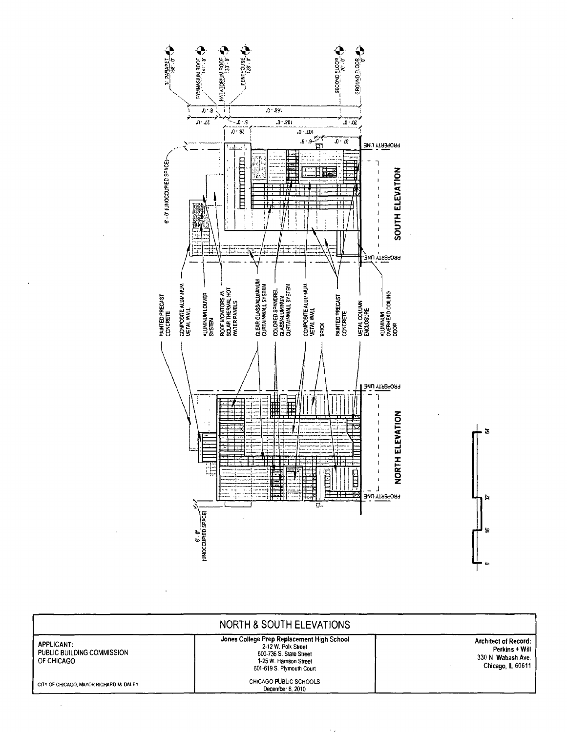T/ PARAPET 168' - 0"

GYMNASIUM ROOF 141' - 0"

NATATORIUM ROOF 133' - 0"

PENTHOUSE 128' - 0"

SECOND FLOOR 20' - 0"

GROUND FLOOR 0"

8' - 0"

168' - 0"

27' - 0"

5' - 0"

108' - 0"

20' - 0"

26' - 0"

107' - 0"

6' - 6"

37' - 0"

6' - 0" (UNOCCUPIED SPACE)

PROPERTY LINE

PROPERTY LINE

**SOUTH ELEVATION**

PAINTED PRECAST CONCRETE

COMPOSITE ALUMINUM METAL WALL

ALUMINUM LOUVER SYSTEM

ROOF MONITORS W/ SOLAR THERMAL HOT WATER PANELS

CLEAR GLASS/ALUMINUM CURTAINWALL SYSTEM

COLORED SPANDREL GLASS/ALUMINUM CURTAINWALL SYSTEM

COMPOSITE ALUMINUM METAL WALL

BRICK

PAINTED PRECAST CONCRETE

METAL COLUMN ENCLOSURE

ALUMINUM OVERHEAD COILING DOOR

PROPERTY LINE

PROPERTY LINE

**NORTH ELEVATION**

6' - 0" (UNOCCUPIED SPACE)

0 16 32 64

| NORTH & SOUTH ELEVATIONS | | |
|---|---|---|
| APPLICANT:<br>PUBLIC BUILDING COMMISSION OF CHICAGO<br><br>CITY OF CHICAGO, MAYOR RICHARD M. DALEY | Jones College Prep Replacement High School<br>2-12 W. Polk Street<br>600-736 S. State Street<br>1-25 W. Harrison Street<br>601-619 S. Plymouth Court<br><br>CHICAGO PUBLIC SCHOOLS<br>December 8, 2010 | Architect of Record:<br>Perkins + Will<br>330 N. Wabash Ave.<br>Chicago, IL 60611 |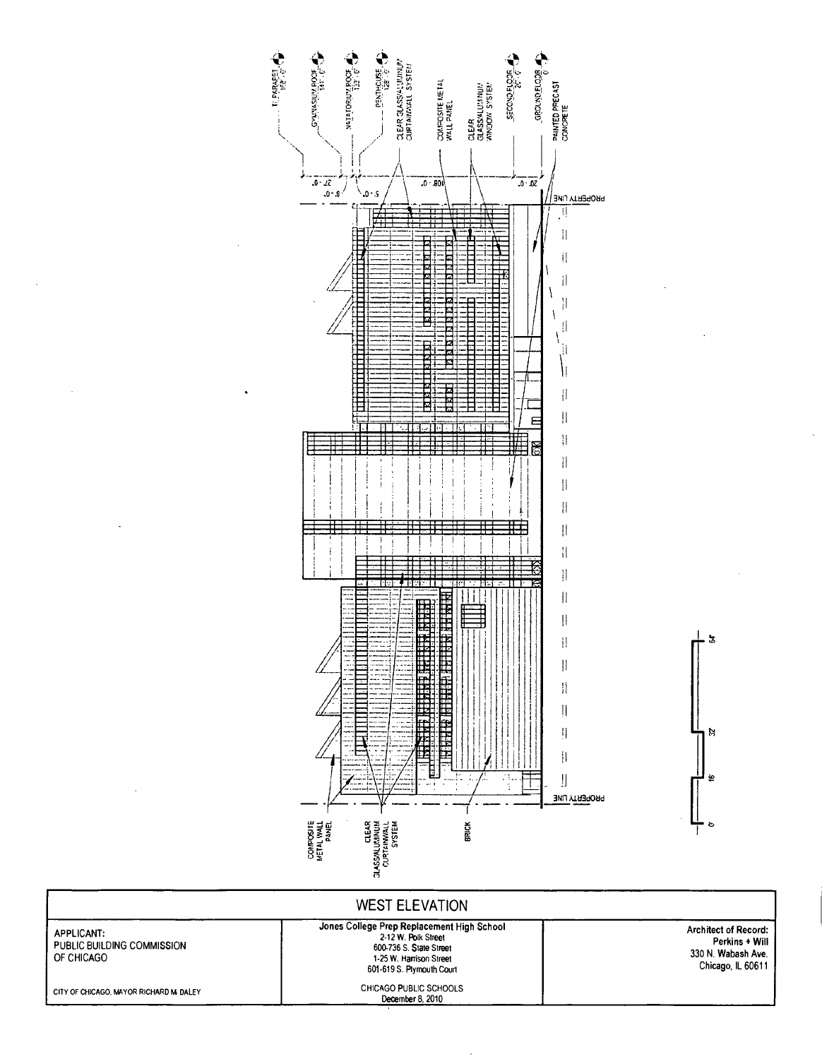T/ PARAPET 158'-0"

GYMNASIUM ROOF 131'-0"

NATATORIUM ROOF 132'-0"

PENTHOUSE 128'-0"

CLEAR GLASS/ALUMINUM CURTAINWALL SYSTEM

COMPOSITE METAL WALL PANEL

CLEAR GLASS/ALUMINUM WINDOW SYSTEM

SECOND FLOOR 20'-0"

GROUND FLOOR 0'

PAINTED PRECAST CONCRETE

27'-0"

9'-0"

5'-0"

108'-0"

20'-0"

PROPERTY LINE

PROPERTY LINE

COMPOSITE METAL WALL PANEL

CLEAR GLASS/ALUMINUM CURTAINWALL SYSTEM

BRICK

0 16 32 64

# WEST ELEVATION

| APPLICANT: PUBLIC BUILDING COMMISSION OF CHICAGO | Jones College Prep Replacement High School<br>2-12 W. Polk Street<br>600-736 S. State Street<br>1-25 W. Harrison Street<br>601-619 S. Plymouth Court | Architect of Record:<br>Perkins + Will<br>330 N. Wabash Ave.<br>Chicago, IL 60611 |
| --- | --- | --- |
| CITY OF CHICAGO, MAYOR RICHARD M. DALEY | CHICAGO PUBLIC SCHOOLS<br>December 8, 2010 | |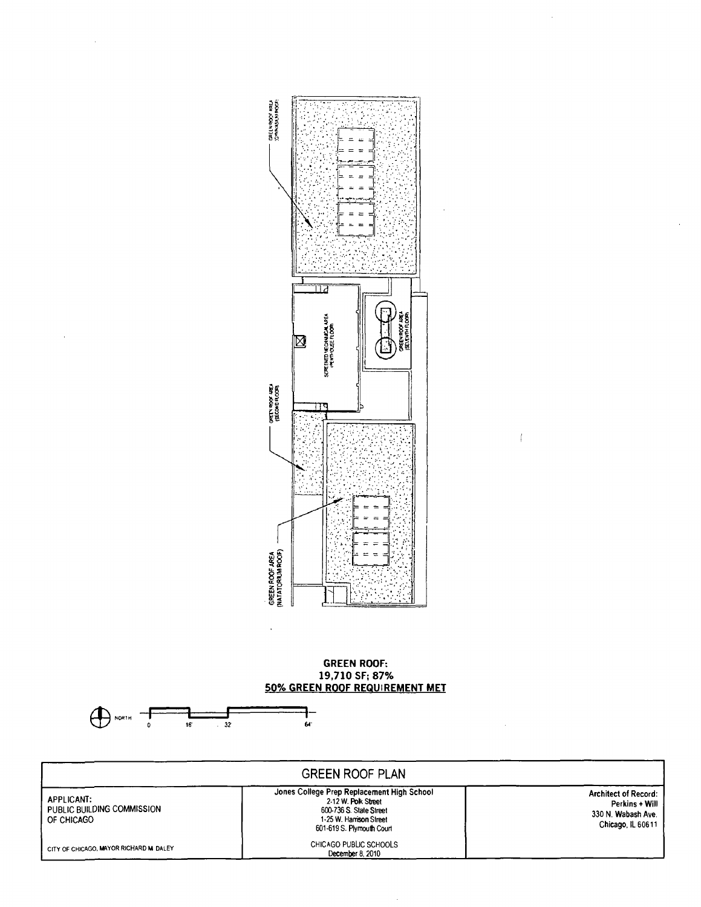GREEN ROOF AREA (GYMNASIUM ROOF)

SCREENED MECHANICAL AREA (PENTHOUSE FLOOR)

GREEN ROOF AREA (SEVENTH FLOOR)

GREEN ROOF AREA (SECOND FLOOR)

GREEN ROOF AREA (NATATORIUM ROOF)

**GREEN ROOF:**
**19,710 SF; 87%**
**50% GREEN ROOF REQUIREMENT MET**

NORTH 0 16' 32' 64'

| GREEN ROOF PLAN | | |
|---|---|---|
| APPLICANT:<br>PUBLIC BUILDING COMMISSION OF CHICAGO<br><br>CITY OF CHICAGO, MAYOR RICHARD M. DALEY | Jones College Prep Replacement High School<br>2-12 W. Polk Street<br>600-736 S. State Street<br>1-25 W. Harrison Street<br>601-619 S. Plymouth Court<br><br>CHICAGO PUBLIC SCHOOLS<br>December 8, 2010 | Architect of Record:<br>Perkins + Will<br>330 N. Wabash Ave.<br>Chicago, IL 60611 |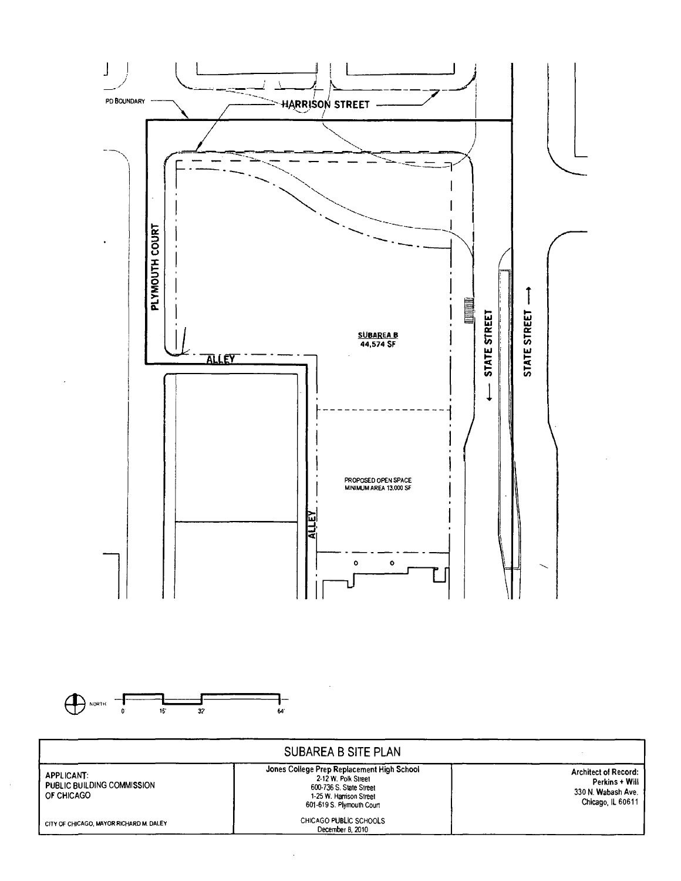PD BOUNDARY

HARRISON STREET

PLYMOUTH COURT

SUBAREA B
44,574 SF

ALLEY

STATE STREET

STATE STREET

PROPOSED OPEN SPACE
MINIMUM AREA 13,000 SF

ALLEY

NORTH

0' 16' 32' 64'

# SUBAREA B SITE PLAN

| | | |
|---|---|---|
| APPLICANT:<br>PUBLIC BUILDING COMMISSION OF CHICAGO<br><br>CITY OF CHICAGO, MAYOR RICHARD M. DALEY | **Jones College Prep Replacement High School**<br>2-12 W. Polk Street<br>600-736 S. State Street<br>1-25 W. Harrison Street<br>601-619 S. Plymouth Court<br><br>CHICAGO PUBLIC SCHOOLS<br>December 8, 2010 | **Architect of Record:**<br>**Perkins + Will**<br>330 N. Wabash Ave.<br>Chicago, IL 60611 |